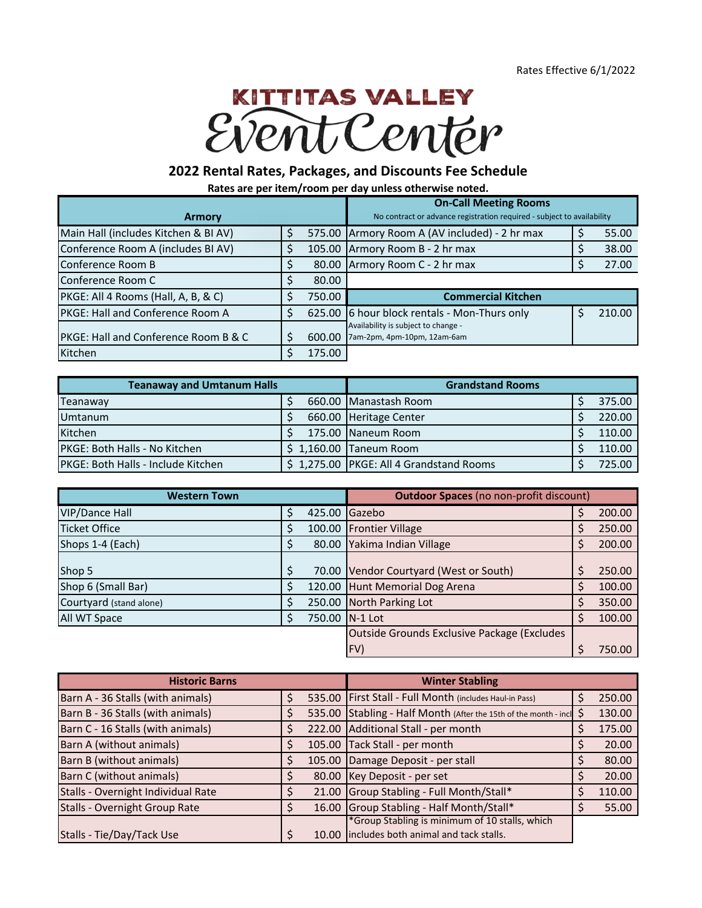Rates Effective 6/1/2022

# KITTITAS VALLEY Event Center

## 2022 Rental Rates, Packages, and Discounts Fee Schedule

**Rates are per item/room per day unless otherwise noted.**

| Armory | | On-Call Meeting Rooms<br>No contract or advance registration required - subject to availability | |
|---|---|---|---|
| Main Hall (includes Kitchen & BI AV) | $ 575.00 | Armory Room A (AV included) - 2 hr max | $ 55.00 |
| Conference Room A (includes BI AV) | $ 105.00 | Armory Room B - 2 hr max | $ 38.00 |
| Conference Room B | $ 80.00 | Armory Room C - 2 hr max | $ 27.00 |
| Conference Room C | $ 80.00 | | |
| PKGE: All 4 Rooms (Hall, A, B, & C) | $ 750.00 | **Commercial Kitchen** | |
| PKGE: Hall and Conference Room A | $ 625.00 | 6 hour block rentals - Mon-Thurs only | $ 210.00 |
| PKGE: Hall and Conference Room B & C | $ 600.00 | Availability is subject to change - 7am-2pm, 4pm-10pm, 12am-6am | |
| Kitchen | $ 175.00 | | |

| Teanaway and Umtanum Halls | | Grandstand Rooms | |
|---|---|---|---|
| Teanaway | $ 660.00 | Manastash Room | $ 375.00 |
| Umtanum | $ 660.00 | Heritage Center | $ 220.00 |
| Kitchen | $ 175.00 | Naneum Room | $ 110.00 |
| PKGE: Both Halls - No Kitchen | $ 1,160.00 | Taneum Room | $ 110.00 |
| PKGE: Both Halls - Include Kitchen | $ 1,275.00 | PKGE: All 4 Grandstand Rooms | $ 725.00 |

| Western Town | | **Outdoor Spaces** (no non-profit discount) | |
|---|---|---|---|
| VIP/Dance Hall | $ 425.00 | Gazebo | $ 200.00 |
| Ticket Office | $ 100.00 | Frontier Village | $ 250.00 |
| Shops 1-4 (Each) | $ 80.00 | Yakima Indian Village | $ 200.00 |
| Shop 5 | $ 70.00 | Vendor Courtyard (West or South) | $ 250.00 |
| Shop 6 (Small Bar) | $ 120.00 | Hunt Memorial Dog Arena | $ 100.00 |
| Courtyard (stand alone) | $ 250.00 | North Parking Lot | $ 350.00 |
| All WT Space | $ 750.00 | N-1 Lot | $ 100.00 |
| | | Outside Grounds Exclusive Package (Excludes FV) | $ 750.00 |

| Historic Barns | | Winter Stabling | |
|---|---|---|---|
| Barn A - 36 Stalls (with animals) | $ 535.00 | First Stall - Full Month (includes Haul-in Pass) | $ 250.00 |
| Barn B - 36 Stalls (with animals) | $ 535.00 | Stabling - Half Month (After the 15th of the month - incl | $ 130.00 |
| Barn C - 16 Stalls (with animals) | $ 222.00 | Additional Stall - per month | $ 175.00 |
| Barn A (without animals) | $ 105.00 | Tack Stall - per month | $ 20.00 |
| Barn B (without animals) | $ 105.00 | Damage Deposit - per stall | $ 80.00 |
| Barn C (without animals) | $ 80.00 | Key Deposit - per set | $ 20.00 |
| Stalls - Overnight Individual Rate | $ 21.00 | Group Stabling - Full Month/Stall* | $ 110.00 |
| Stalls - Overnight Group Rate | $ 16.00 | Group Stabling - Half Month/Stall* | $ 55.00 |
| Stalls - Tie/Day/Tack Use | $ 10.00 | *Group Stabling is minimum of 10 stalls, which includes both animal and tack stalls. | |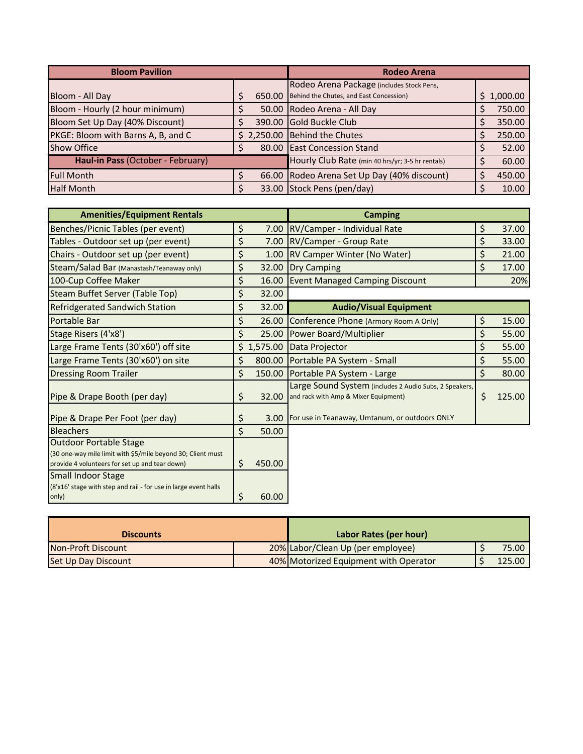| Bloom Pavilion | | Rodeo Arena | |
|---|---|---|---|
| Bloom - All Day | $ 650.00 | Rodeo Arena Package (includes Stock Pens, Behind the Chutes, and East Concession) | $ 1,000.00 |
| Bloom - Hourly (2 hour minimum) | $ 50.00 | Rodeo Arena - All Day | $ 750.00 |
| Bloom Set Up Day (40% Discount) | $ 390.00 | Gold Buckle Club | $ 350.00 |
| PKGE: Bloom with Barns A, B, and C | $ 2,250.00 | Behind the Chutes | $ 250.00 |
| Show Office | $ 80.00 | East Concession Stand | $ 52.00 |
| **Haul-in Pass** (October - February) | | Hourly Club Rate (min 40 hrs/yr; 3-5 hr rentals) | $ 60.00 |
| Full Month | $ 66.00 | Rodeo Arena Set Up Day (40% discount) | $ 450.00 |
| Half Month | $ 33.00 | Stock Pens (pen/day) | $ 10.00 |

| Amenities/Equipment Rentals | | Camping | |
|---|---|---|---|
| Benches/Picnic Tables (per event) | $ 7.00 | RV/Camper - Individual Rate | $ 37.00 |
| Tables - Outdoor set up (per event) | $ 7.00 | RV/Camper - Group Rate | $ 33.00 |
| Chairs - Outdoor set up (per event) | $ 1.00 | RV Camper Winter (No Water) | $ 21.00 |
| Steam/Salad Bar (Manastash/Teanaway only) | $ 32.00 | Dry Camping | $ 17.00 |
| 100-Cup Coffee Maker | $ 16.00 | Event Managed Camping Discount | 20% |
| Steam Buffet Server (Table Top) | $ 32.00 | | |
| Refridgerated Sandwich Station | $ 32.00 | **Audio/Visual Equipment** | |
| Portable Bar | $ 26.00 | Conference Phone (Armory Room A Only) | $ 15.00 |
| Stage Risers (4'x8') | $ 25.00 | Power Board/Multiplier | $ 55.00 |
| Large Frame Tents (30'x60') off site | $ 1,575.00 | Data Projector | $ 55.00 |
| Large Frame Tents (30'x60') on site | $ 800.00 | Portable PA System - Small | $ 55.00 |
| Dressing Room Trailer | $ 150.00 | Portable PA System - Large | $ 80.00 |
| Pipe & Drape Booth (per day) | $ 32.00 | Large Sound System (includes 2 Audio Subs, 2 Speakers, and rack with Amp & Mixer Equipment) | $ 125.00 |
| Pipe & Drape Per Foot (per day) | $ 3.00 | For use in Teanaway, Umtanum, or outdoors ONLY | |
| Bleachers | $ 50.00 | | |
| Outdoor Portable Stage (30 one-way mile limit with $5/mile beyond 30; Client must provide 4 volunteers for set up and tear down) | $ 450.00 | | |
| Small Indoor Stage (8'x16' stage with step and rail - for use in large event halls only) | $ 60.00 | | |

| Discounts | | Labor Rates (per hour) | |
|---|---|---|---|
| Non-Proft Discount | 20% | Labor/Clean Up (per employee) | $ 75.00 |
| Set Up Day Discount | 40% | Motorized Equipment with Operator | $ 125.00 |